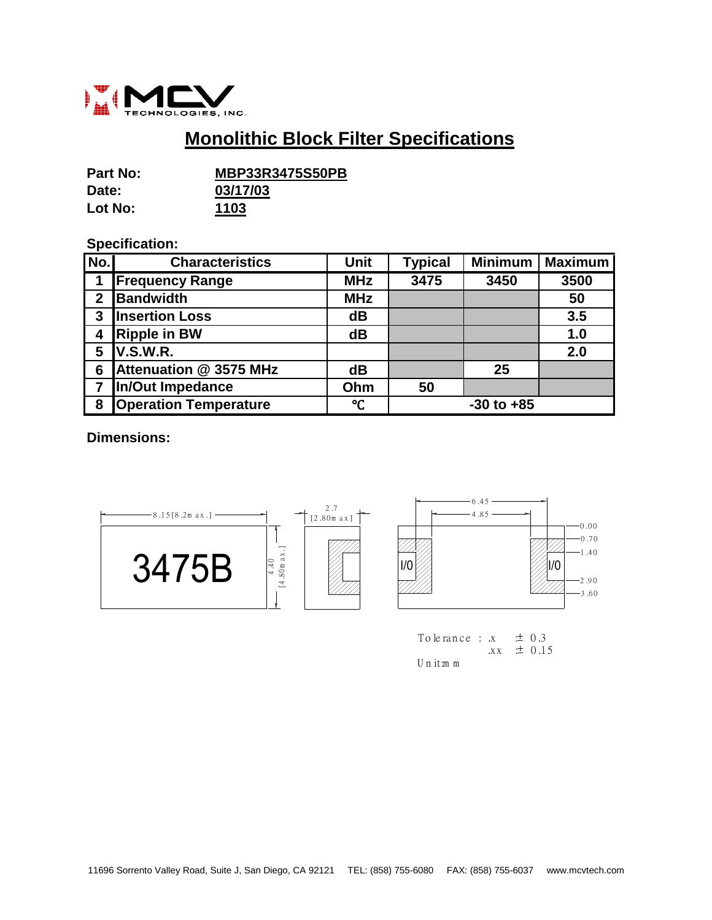MCV TECHNOLOGIES, INC.

# Monolithic Block Filter Specifications

**Part No:** **MBP33R3475S50PB**
**Date:** **03/17/03**
**Lot No:** **1103**

**Specification:**

| No. | Characteristics | Unit | Typical | Minimum | Maximum |
|---|---|---|---|---|---|
| 1 | Frequency Range | MHz | 3475 | 3450 | 3500 |
| 2 | Bandwidth | MHz | | | 50 |
| 3 | Insertion Loss | dB | | | 3.5 |
| 4 | Ripple in BW | dB | | | 1.0 |
| 5 | V.S.W.R. | | | | 2.0 |
| 6 | Attenuation @ 3575 MHz | dB | | 25 | |
| 7 | In/Out Impedance | Ohm | 50 | | |
| 8 | Operation Temperature | ℃ | -30 to +85 | | |

**Dimensions:**

8.15 [8.2max.]
3475B
4.40 [4.80max.]
2.7 [2.80max]
6.45
4.85
I/0
I/0
0.00
0.70
1.40
2.90
3.60

Tolerance : .x ± 0.3
.xx ± 0.15
Unit:mm

11696 Sorrento Valley Road, Suite J, San Diego, CA 92121 TEL: (858) 755-6080 FAX: (858) 755-6037 www.mcvtech.com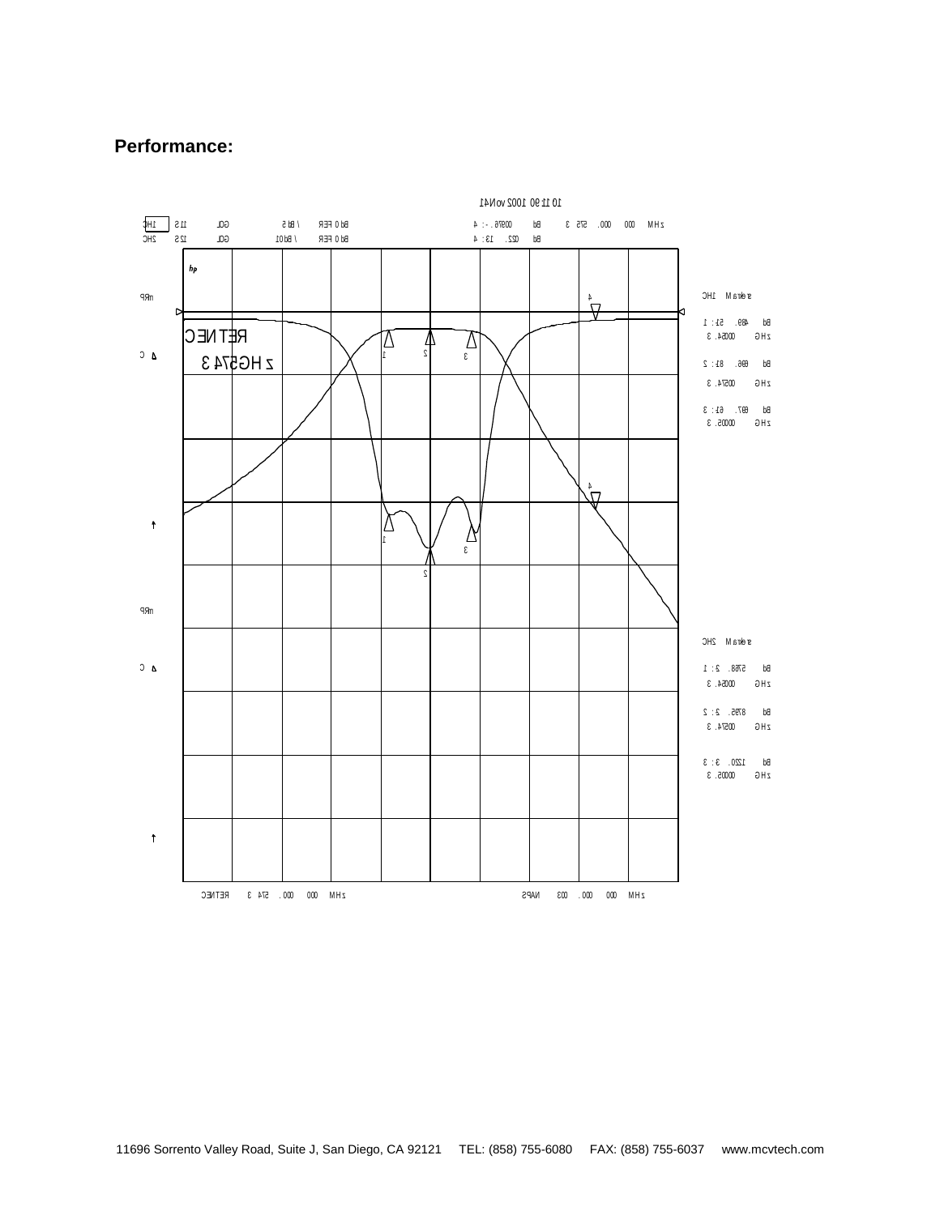## Performance:

14 Nov 2001 09:11:01

CH1 S11 LOG 5 dB/ REF 0 dB 4: -.6799 dB 3.575 000 000 GHz

CH2 S21 LOG 10 dB/ REF 0 dB 4: -31.220 dB

hp

PRm

Cor

CENTER 3.475 GHz

CH1 Markers

1: -15.984 dB 3.45000 GHz

2: -18.698 dB 3.47500 GHz

3: -16.786 dB 3.50000 GHz

CH2 Markers

1: -2.8675 dB 3.45000 GHz

2: -2.5978 dB 3.47500 GHz

3: -3.0221 dB 3.50000 GHz

CENTER 3 475.000 000 MHz SPAN 300.000 000 MHz

11696 Sorrento Valley Road, Suite J, San Diego, CA 92121 TEL: (858) 755-6080 FAX: (858) 755-6037 www.mcvtech.com